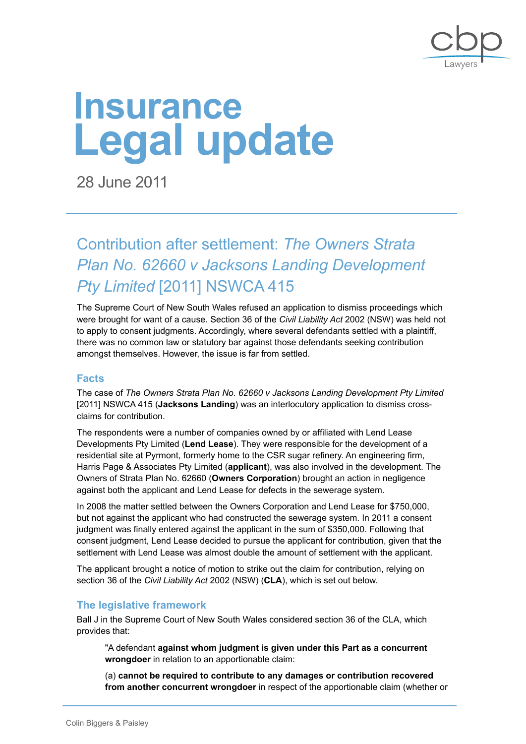# Insurance Legal update

28 June 2011

## Contribution after settlement: *The Owners Strata Plan No. 62660 v Jacksons Landing Development Pty Limited* [2011] NSWCA 415

The Supreme Court of New South Wales refused an application to dismiss proceedings which were brought for want of a cause. Section 36 of the *Civil Liability Act* 2002 (NSW) was held not to apply to consent judgments. Accordingly, where several defendants settled with a plaintiff, there was no common law or statutory bar against those defendants seeking contribution amongst themselves. However, the issue is far from settled.

### Facts

The case of *The Owners Strata Plan No. 62660 v Jacksons Landing Development Pty Limited* [2011] NSWCA 415 (**Jacksons Landing**) was an interlocutory application to dismiss cross-claims for contribution.

The respondents were a number of companies owned by or affiliated with Lend Lease Developments Pty Limited (**Lend Lease**). They were responsible for the development of a residential site at Pyrmont, formerly home to the CSR sugar refinery. An engineering firm, Harris Page & Associates Pty Limited (**applicant**), was also involved in the development. The Owners of Strata Plan No. 62660 (**Owners Corporation**) brought an action in negligence against both the applicant and Lend Lease for defects in the sewerage system.

In 2008 the matter settled between the Owners Corporation and Lend Lease for $750,000, but not against the applicant who had constructed the sewerage system. In 2011 a consent judgment was finally entered against the applicant in the sum of $350,000. Following that consent judgment, Lend Lease decided to pursue the applicant for contribution, given that the settlement with Lend Lease was almost double the amount of settlement with the applicant.

The applicant brought a notice of motion to strike out the claim for contribution, relying on section 36 of the *Civil Liability Act* 2002 (NSW) (**CLA**), which is set out below.

### The legislative framework

Ball J in the Supreme Court of New South Wales considered section 36 of the CLA, which provides that:

> "A defendant **against whom judgment is given under this Part as a concurrent wrongdoer** in relation to an apportionable claim:
>
> (a) **cannot be required to contribute to any damages or contribution recovered from another concurrent wrongdoer** in respect of the apportionable claim (whether or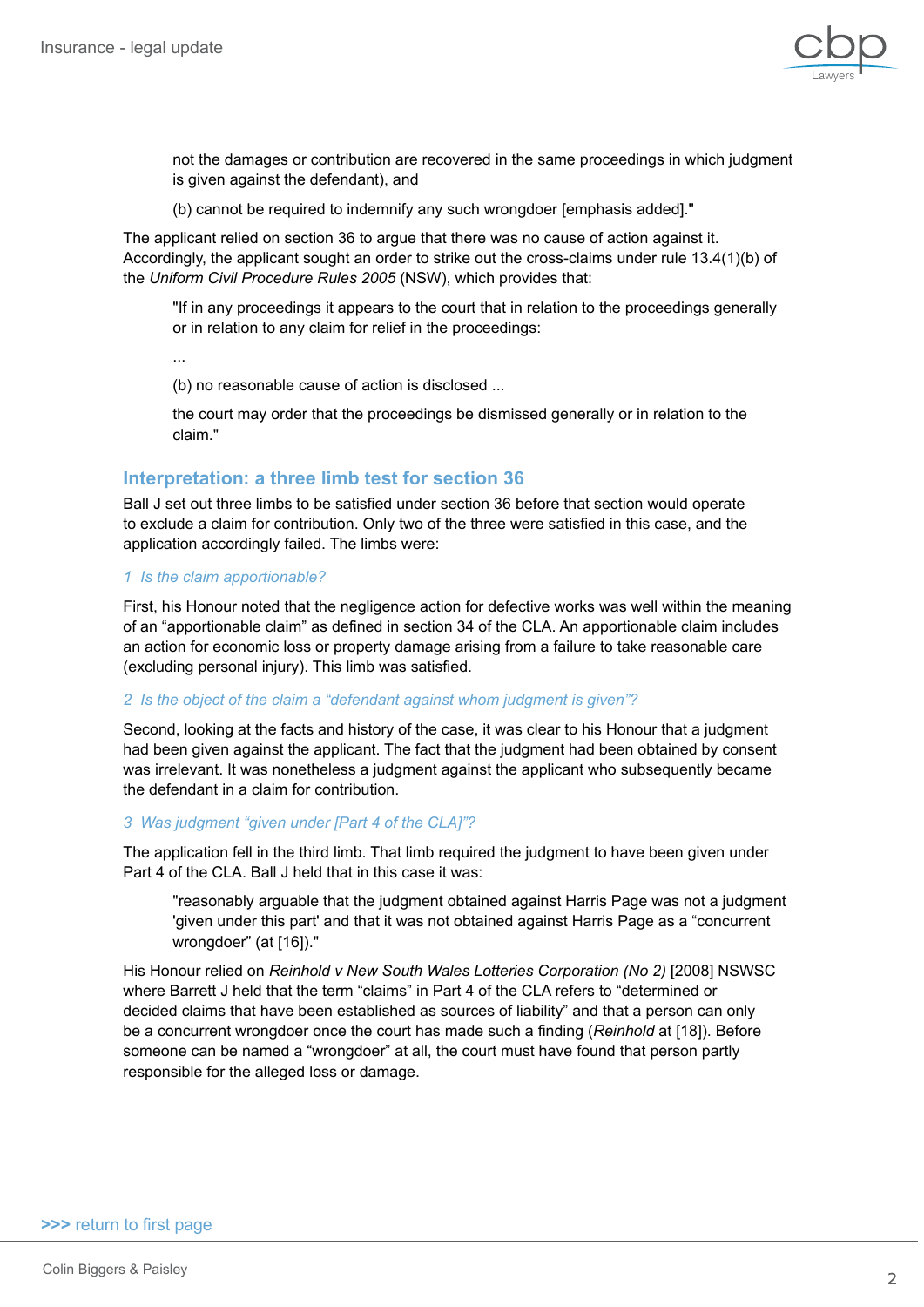> not the damages or contribution are recovered in the same proceedings in which judgment is given against the defendant), and
>
> (b) cannot be required to indemnify any such wrongdoer [emphasis added]."

The applicant relied on section 36 to argue that there was no cause of action against it. Accordingly, the applicant sought an order to strike out the cross-claims under rule 13.4(1)(b) of the *Uniform Civil Procedure Rules 2005* (NSW), which provides that:

> "If in any proceedings it appears to the court that in relation to the proceedings generally or in relation to any claim for relief in the proceedings:
>
> ...
>
> (b) no reasonable cause of action is disclosed ...
>
> the court may order that the proceedings be dismissed generally or in relation to the claim."

## Interpretation: a three limb test for section 36

Ball J set out three limbs to be satisfied under section 36 before that section would operate to exclude a claim for contribution. Only two of the three were satisfied in this case, and the application accordingly failed. The limbs were:

*1 Is the claim apportionable?*

First, his Honour noted that the negligence action for defective works was well within the meaning of an "apportionable claim" as defined in section 34 of the CLA. An apportionable claim includes an action for economic loss or property damage arising from a failure to take reasonable care (excluding personal injury). This limb was satisfied.

*2 Is the object of the claim a "defendant against whom judgment is given"?*

Second, looking at the facts and history of the case, it was clear to his Honour that a judgment had been given against the applicant. The fact that the judgment had been obtained by consent was irrelevant. It was nonetheless a judgment against the applicant who subsequently became the defendant in a claim for contribution.

*3 Was judgment "given under [Part 4 of the CLA]"?*

The application fell in the third limb. That limb required the judgment to have been given under Part 4 of the CLA. Ball J held that in this case it was:

> "reasonably arguable that the judgment obtained against Harris Page was not a judgment 'given under this part' and that it was not obtained against Harris Page as a "concurrent wrongdoer" (at [16])."

His Honour relied on *Reinhold v New South Wales Lotteries Corporation (No 2)* [2008] NSWSC where Barrett J held that the term "claims" in Part 4 of the CLA refers to "determined or decided claims that have been established as sources of liability" and that a person can only be a concurrent wrongdoer once the court has made such a finding (*Reinhold* at [18]). Before someone can be named a "wrongdoer" at all, the court must have found that person partly responsible for the alleged loss or damage.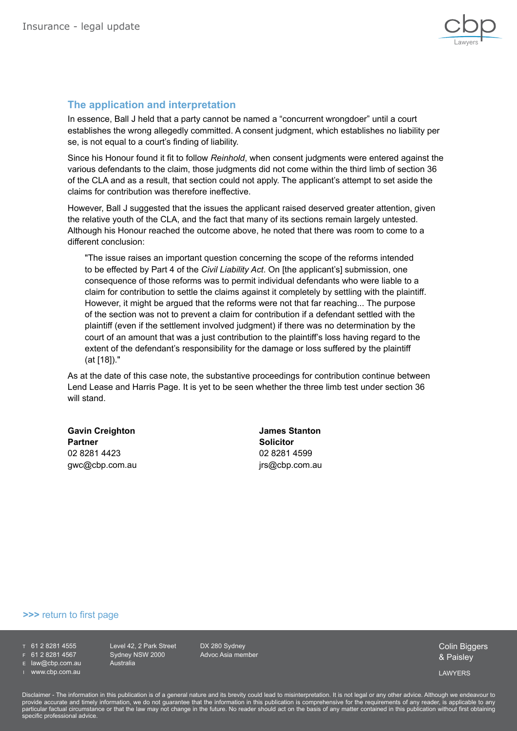## The application and interpretation

In essence, Ball J held that a party cannot be named a "concurrent wrongdoer" until a court establishes the wrong allegedly committed. A consent judgment, which establishes no liability per se, is not equal to a court's finding of liability.

Since his Honour found it fit to follow *Reinhold*, when consent judgments were entered against the various defendants to the claim, those judgments did not come within the third limb of section 36 of the CLA and as a result, that section could not apply. The applicant's attempt to set aside the claims for contribution was therefore ineffective.

However, Ball J suggested that the issues the applicant raised deserved greater attention, given the relative youth of the CLA, and the fact that many of its sections remain largely untested. Although his Honour reached the outcome above, he noted that there was room to come to a different conclusion:

> "The issue raises an important question concerning the scope of the reforms intended to be effected by Part 4 of the *Civil Liability Act*. On [the applicant's] submission, one consequence of those reforms was to permit individual defendants who were liable to a claim for contribution to settle the claims against it completely by settling with the plaintiff. However, it might be argued that the reforms were not that far reaching... The purpose of the section was not to prevent a claim for contribution if a defendant settled with the plaintiff (even if the settlement involved judgment) if there was no determination by the court of an amount that was a just contribution to the plaintiff's loss having regard to the extent of the defendant's responsibility for the damage or loss suffered by the plaintiff (at [18])."

As at the date of this case note, the substantive proceedings for contribution continue between Lend Lease and Harris Page. It is yet to be seen whether the three limb test under section 36 will stand.

**Gavin Creighton**
**Partner**
02 8281 4423
gwc@cbp.com.au

**James Stanton**
**Solicitor**
02 8281 4599
jrs@cbp.com.au

>>> return to first page

T 61 2 8281 4555
F 61 2 8281 4567
E law@cbp.com.au
I www.cbp.com.au

Level 42, 2 Park Street
Sydney NSW 2000
Australia

DX 280 Sydney
Advoc Asia member

Colin Biggers & Paisley
LAWYERS

Disclaimer - The information in this publication is of a general nature and its brevity could lead to misinterpretation. It is not legal or any other advice. Although we endeavour to provide accurate and timely information, we do not guarantee that the information in this publication is comprehensive for the requirements of any reader, is applicable to any particular factual circumstance or that the law may not change in the future. No reader should act on the basis of any matter contained in this publication without first obtaining specific professional advice.